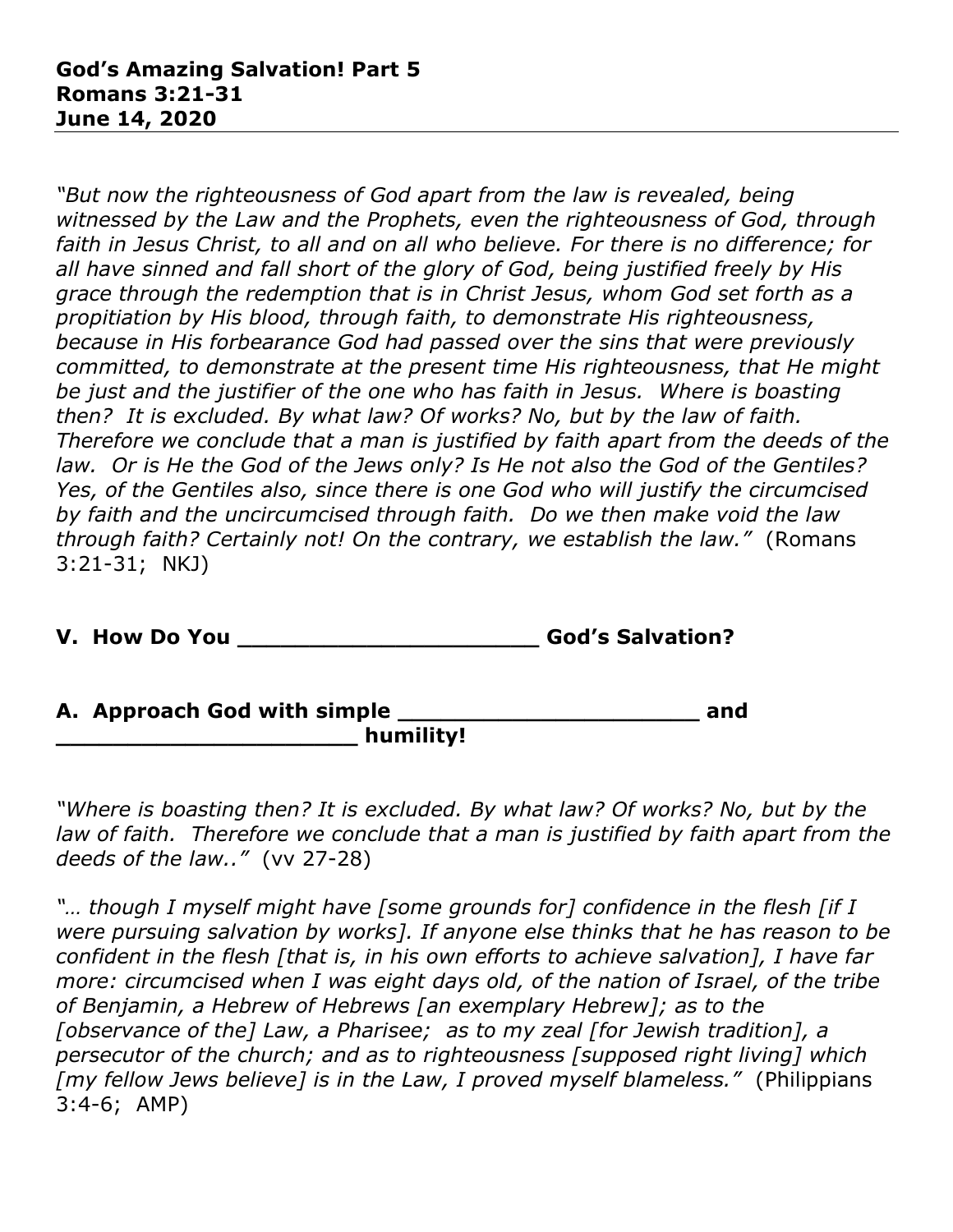**God's Amazing Salvation! Part 5**
**Romans 3:21-31**
**June 14, 2020**

---

*"But now the righteousness of God apart from the law is revealed, being witnessed by the Law and the Prophets, even the righteousness of God, through faith in Jesus Christ, to all and on all who believe. For there is no difference; for all have sinned and fall short of the glory of God, being justified freely by His grace through the redemption that is in Christ Jesus, whom God set forth as a propitiation by His blood, through faith, to demonstrate His righteousness, because in His forbearance God had passed over the sins that were previously committed, to demonstrate at the present time His righteousness, that He might be just and the justifier of the one who has faith in Jesus. Where is boasting then? It is excluded. By what law? Of works? No, but by the law of faith. Therefore we conclude that a man is justified by faith apart from the deeds of the law. Or is He the God of the Jews only? Is He not also the God of the Gentiles? Yes, of the Gentiles also, since there is one God who will justify the circumcised by faith and the uncircumcised through faith. Do we then make void the law through faith? Certainly not! On the contrary, we establish the law."* (Romans 3:21-31; NKJ)

**V. How Do You ______________________ God's Salvation?**

**A. Approach God with simple ______________________ and ______________________ humility!**

*"Where is boasting then? It is excluded. By what law? Of works? No, but by the law of faith. Therefore we conclude that a man is justified by faith apart from the deeds of the law.."* (vv 27-28)

*"… though I myself might have [some grounds for] confidence in the flesh [if I were pursuing salvation by works]. If anyone else thinks that he has reason to be confident in the flesh [that is, in his own efforts to achieve salvation], I have far more: circumcised when I was eight days old, of the nation of Israel, of the tribe of Benjamin, a Hebrew of Hebrews [an exemplary Hebrew]; as to the [observance of the] Law, a Pharisee; as to my zeal [for Jewish tradition], a persecutor of the church; and as to righteousness [supposed right living] which [my fellow Jews believe] is in the Law, I proved myself blameless."* (Philippians 3:4-6; AMP)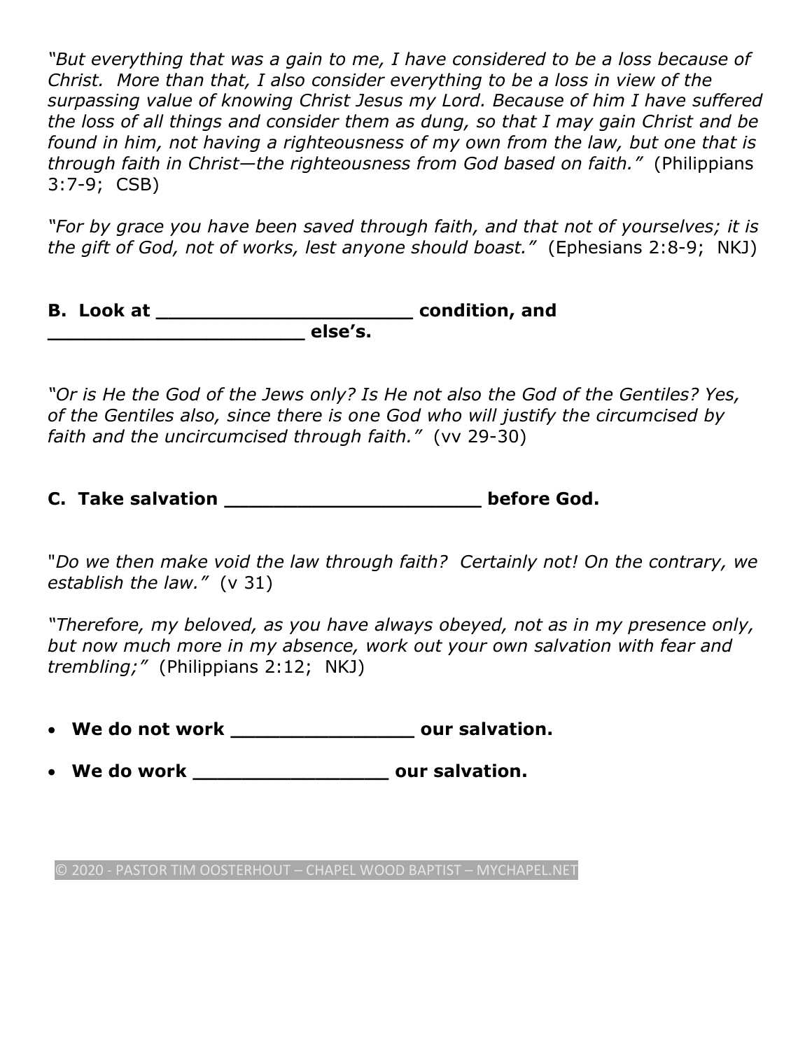*"But everything that was a gain to me, I have considered to be a loss because of Christ. More than that, I also consider everything to be a loss in view of the surpassing value of knowing Christ Jesus my Lord. Because of him I have suffered the loss of all things and consider them as dung, so that I may gain Christ and be found in him, not having a righteousness of my own from the law, but one that is through faith in Christ—the righteousness from God based on faith."* (Philippians 3:7-9; CSB)

*"For by grace you have been saved through faith, and that not of yourselves; it is the gift of God, not of works, lest anyone should boast."* (Ephesians 2:8-9; NKJ)

**B. Look at ______________________ condition, and ______________________ else's.**

*"Or is He the God of the Jews only? Is He not also the God of the Gentiles? Yes, of the Gentiles also, since there is one God who will justify the circumcised by faith and the uncircumcised through faith."* (vv 29-30)

**C. Take salvation ______________________ before God.**

"*Do we then make void the law through faith? Certainly not! On the contrary, we establish the law."* (v 31)

*"Therefore, my beloved, as you have always obeyed, not as in my presence only, but now much more in my absence, work out your own salvation with fear and trembling;"* (Philippians 2:12; NKJ)

- **We do not work ________________ our salvation.**
- **We do work _________________ our salvation.**

© 2020 - PASTOR TIM OOSTERHOUT – CHAPEL WOOD BAPTIST – MYCHAPEL.NET